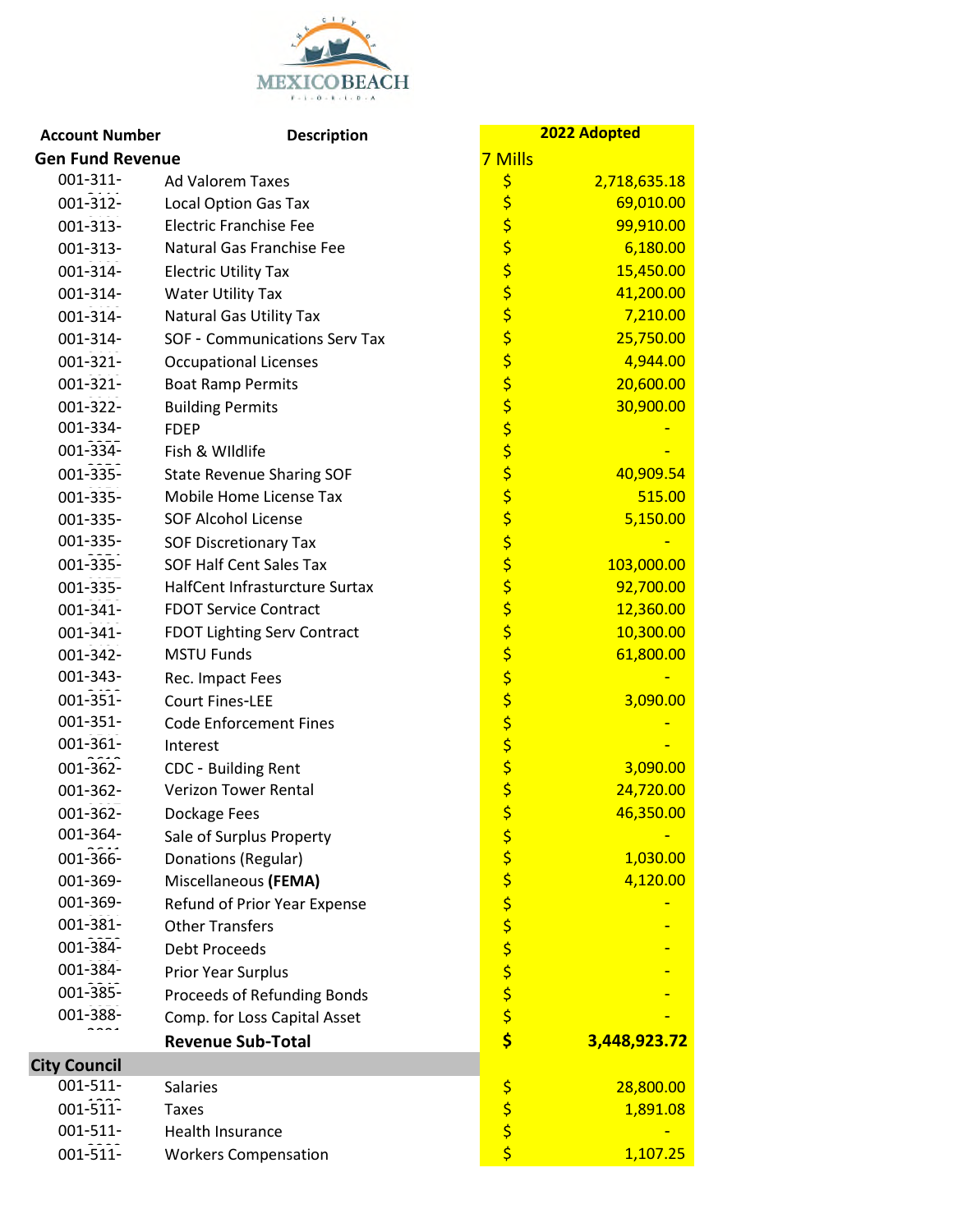| Account Number | Description | 2022 Adopted |
|---|---|---|
| **Gen Fund Revenue** | | 7 Mills |
| 001-311- | Ad Valorem Taxes | $ 2,718,635.18 |
| 001-312- | Local Option Gas Tax | $ 69,010.00 |
| 001-313- | Electric Franchise Fee | $ 99,910.00 |
| 001-313- | Natural Gas Franchise Fee | $ 6,180.00 |
| 001-314- | Electric Utility Tax | $ 15,450.00 |
| 001-314- | Water Utility Tax | $ 41,200.00 |
| 001-314- | Natural Gas Utility Tax | $ 7,210.00 |
| 001-314- | SOF - Communications Serv Tax | $ 25,750.00 |
| 001-321- | Occupational Licenses | $ 4,944.00 |
| 001-321- | Boat Ramp Permits | $ 20,600.00 |
| 001-322- | Building Permits | $ 30,900.00 |
| 001-334- | FDEP | $ - |
| 001-334- | Fish & WIldlife | $ - |
| 001-335- | State Revenue Sharing SOF | $ 40,909.54 |
| 001-335- | Mobile Home License Tax | $ 515.00 |
| 001-335- | SOF Alcohol License | $ 5,150.00 |
| 001-335- | SOF Discretionary Tax | $ - |
| 001-335- | SOF Half Cent Sales Tax | $ 103,000.00 |
| 001-335- | HalfCent Infrastructure Surtax | $ 92,700.00 |
| 001-341- | FDOT Service Contract | $ 12,360.00 |
| 001-341- | FDOT Lighting Serv Contract | $ 10,300.00 |
| 001-342- | MSTU Funds | $ 61,800.00 |
| 001-343- | Rec. Impact Fees | $ - |
| 001-351- | Court Fines-LEE | $ 3,090.00 |
| 001-351- | Code Enforcement Fines | $ - |
| 001-361- | Interest | $ - |
| 001-362- | CDC - Building Rent | $ 3,090.00 |
| 001-362- | Verizon Tower Rental | $ 24,720.00 |
| 001-362- | Dockage Fees | $ 46,350.00 |
| 001-364- | Sale of Surplus Property | $ - |
| 001-366- | Donations (Regular) | $ 1,030.00 |
| 001-369- | Miscellaneous **(FEMA)** | $ 4,120.00 |
| 001-369- | Refund of Prior Year Expense | $ - |
| 001-381- | Other Transfers | $ - |
| 001-384- | Debt Proceeds | $ - |
| 001-384- | Prior Year Surplus | $ - |
| 001-385- | Proceeds of Refunding Bonds | $ - |
| 001-388- | Comp. for Loss Capital Asset | $ - |
| | **Revenue Sub-Total** | **$ 3,448,923.72** |
| **City Council** | | |
| 001-511- | Salaries | $ 28,800.00 |
| 001-511- | Taxes | $ 1,891.08 |
| 001-511- | Health Insurance | $ - |
| 001-511- | Workers Compensation | $ 1,107.25 |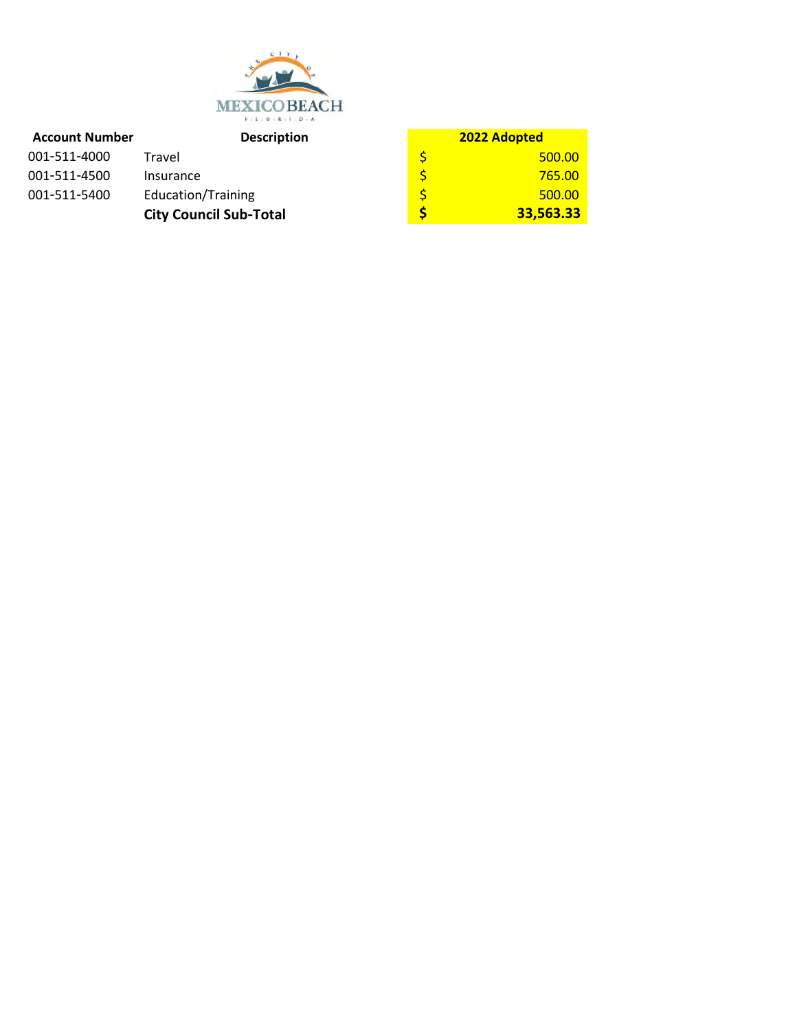| Account Number | Description | 2022 Adopted |
|---|---|---|
| 001-511-4000 | Travel | $ 500.00 |
| 001-511-4500 | Insurance | $ 765.00 |
| 001-511-5400 | Education/Training | $ 500.00 |
| | **City Council Sub-Total** | **$ 33,563.33** |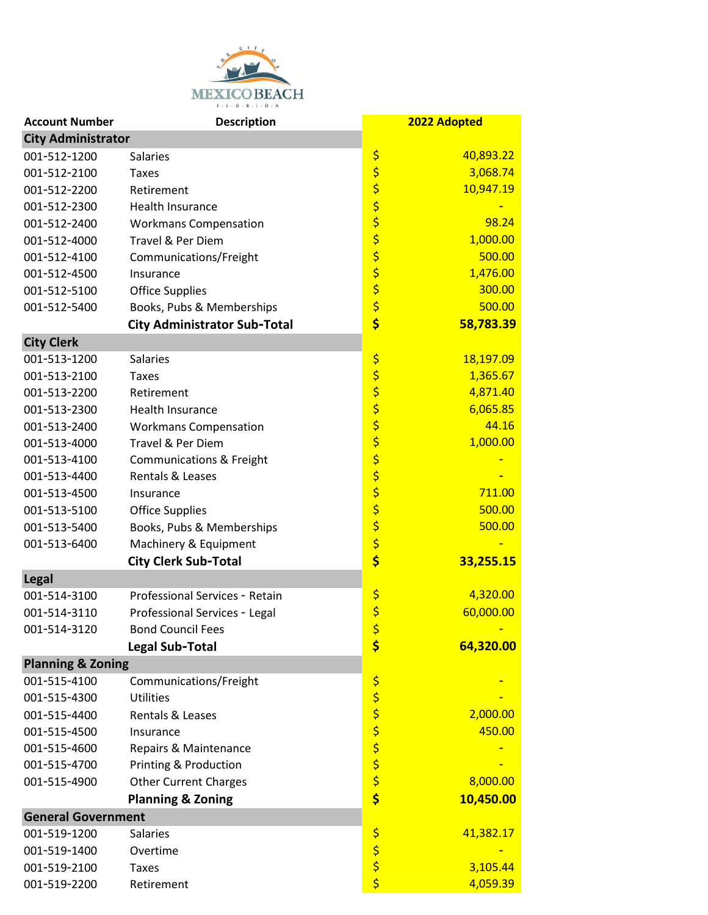| Account Number | Description | 2022 Adopted |
| --- | --- | --- |
| **City Administrator** | | |
| 001-512-1200 | Salaries | $ 40,893.22 |
| 001-512-2100 | Taxes | $ 3,068.74 |
| 001-512-2200 | Retirement | $ 10,947.19 |
| 001-512-2300 | Health Insurance | $ - |
| 001-512-2400 | Workmans Compensation | $ 98.24 |
| 001-512-4000 | Travel & Per Diem | $ 1,000.00 |
| 001-512-4100 | Communications/Freight | $ 500.00 |
| 001-512-4500 | Insurance | $ 1,476.00 |
| 001-512-5100 | Office Supplies | $ 300.00 |
| 001-512-5400 | Books, Pubs & Memberships | $ 500.00 |
| | **City Administrator Sub-Total** | **$ 58,783.39** |
| **City Clerk** | | |
| 001-513-1200 | Salaries | $ 18,197.09 |
| 001-513-2100 | Taxes | $ 1,365.67 |
| 001-513-2200 | Retirement | $ 4,871.40 |
| 001-513-2300 | Health Insurance | $ 6,065.85 |
| 001-513-2400 | Workmans Compensation | $ 44.16 |
| 001-513-4000 | Travel & Per Diem | $ 1,000.00 |
| 001-513-4100 | Communications & Freight | $ - |
| 001-513-4400 | Rentals & Leases | $ - |
| 001-513-4500 | Insurance | $ 711.00 |
| 001-513-5100 | Office Supplies | $ 500.00 |
| 001-513-5400 | Books, Pubs & Memberships | $ 500.00 |
| 001-513-6400 | Machinery & Equipment | $ - |
| | **City Clerk Sub-Total** | **$ 33,255.15** |
| **Legal** | | |
| 001-514-3100 | Professional Services - Retain | $ 4,320.00 |
| 001-514-3110 | Professional Services - Legal | $ 60,000.00 |
| 001-514-3120 | Bond Council Fees | $ - |
| | **Legal Sub-Total** | **$ 64,320.00** |
| **Planning & Zoning** | | |
| 001-515-4100 | Communications/Freight | $ - |
| 001-515-4300 | Utilities | $ - |
| 001-515-4400 | Rentals & Leases | $ 2,000.00 |
| 001-515-4500 | Insurance | $ 450.00 |
| 001-515-4600 | Repairs & Maintenance | $ - |
| 001-515-4700 | Printing & Production | $ - |
| 001-515-4900 | Other Current Charges | $ 8,000.00 |
| | **Planning & Zoning** | **$ 10,450.00** |
| **General Government** | | |
| 001-519-1200 | Salaries | $ 41,382.17 |
| 001-519-1400 | Overtime | $ - |
| 001-519-2100 | Taxes | $ 3,105.44 |
| 001-519-2200 | Retirement | $ 4,059.39 |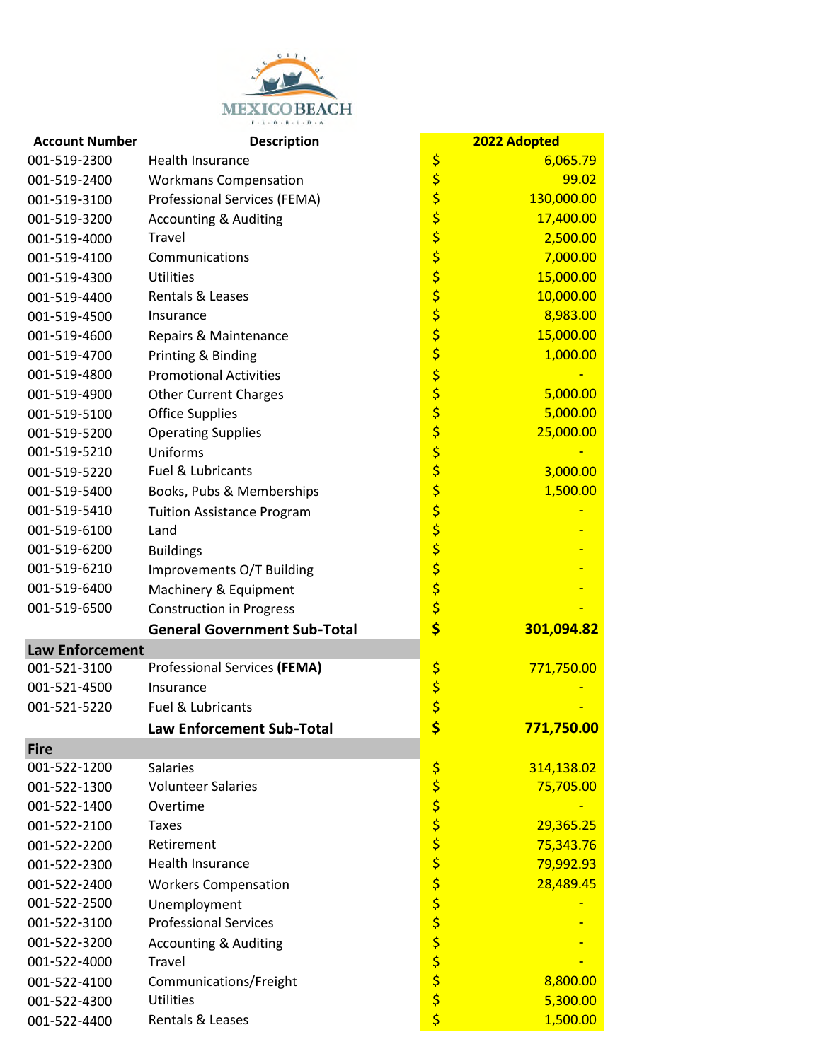| Account Number | Description | 2022 Adopted |
|---|---|---|
| 001-519-2300 | Health Insurance | $ 6,065.79 |
| 001-519-2400 | Workmans Compensation | $ 99.02 |
| 001-519-3100 | Professional Services (FEMA) | $ 130,000.00 |
| 001-519-3200 | Accounting & Auditing | $ 17,400.00 |
| 001-519-4000 | Travel | $ 2,500.00 |
| 001-519-4100 | Communications | $ 7,000.00 |
| 001-519-4300 | Utilities | $ 15,000.00 |
| 001-519-4400 | Rentals & Leases | $ 10,000.00 |
| 001-519-4500 | Insurance | $ 8,983.00 |
| 001-519-4600 | Repairs & Maintenance | $ 15,000.00 |
| 001-519-4700 | Printing & Binding | $ 1,000.00 |
| 001-519-4800 | Promotional Activities | $ - |
| 001-519-4900 | Other Current Charges | $ 5,000.00 |
| 001-519-5100 | Office Supplies | $ 5,000.00 |
| 001-519-5200 | Operating Supplies | $ 25,000.00 |
| 001-519-5210 | Uniforms | $ - |
| 001-519-5220 | Fuel & Lubricants | $ 3,000.00 |
| 001-519-5400 | Books, Pubs & Memberships | $ 1,500.00 |
| 001-519-5410 | Tuition Assistance Program | $ - |
| 001-519-6100 | Land | $ - |
| 001-519-6200 | Buildings | $ - |
| 001-519-6210 | Improvements O/T Building | $ - |
| 001-519-6400 | Machinery & Equipment | $ - |
| 001-519-6500 | Construction in Progress | $ - |
| | **General Government Sub-Total** | **$ 301,094.82** |
| **Law Enforcement** | | |
| 001-521-3100 | Professional Services **(FEMA)** | $ 771,750.00 |
| 001-521-4500 | Insurance | $ - |
| 001-521-5220 | Fuel & Lubricants | $ - |
| | **Law Enforcement Sub-Total** | **$ 771,750.00** |
| **Fire** | | |
| 001-522-1200 | Salaries | $ 314,138.02 |
| 001-522-1300 | Volunteer Salaries | $ 75,705.00 |
| 001-522-1400 | Overtime | $ - |
| 001-522-2100 | Taxes | $ 29,365.25 |
| 001-522-2200 | Retirement | $ 75,343.76 |
| 001-522-2300 | Health Insurance | $ 79,992.93 |
| 001-522-2400 | Workers Compensation | $ 28,489.45 |
| 001-522-2500 | Unemployment | $ - |
| 001-522-3100 | Professional Services | $ - |
| 001-522-3200 | Accounting & Auditing | $ - |
| 001-522-4000 | Travel | $ - |
| 001-522-4100 | Communications/Freight | $ 8,800.00 |
| 001-522-4300 | Utilities | $ 5,300.00 |
| 001-522-4400 | Rentals & Leases | $ 1,500.00 |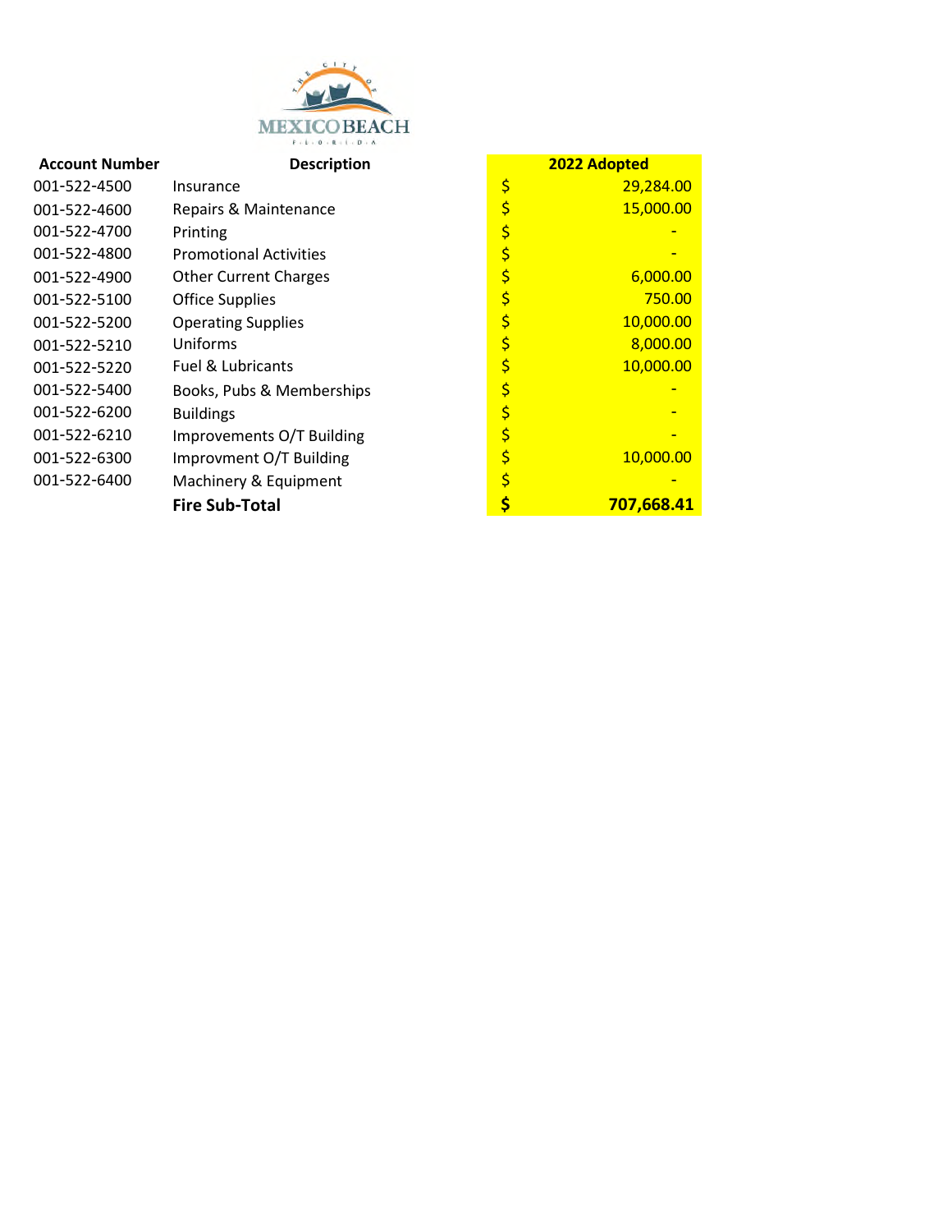| Account Number | Description | 2022 Adopted |
|---|---|---|
| 001-522-4500 | Insurance | $ 29,284.00 |
| 001-522-4600 | Repairs & Maintenance | $ 15,000.00 |
| 001-522-4700 | Printing | $ - |
| 001-522-4800 | Promotional Activities | $ - |
| 001-522-4900 | Other Current Charges | $ 6,000.00 |
| 001-522-5100 | Office Supplies | $ 750.00 |
| 001-522-5200 | Operating Supplies | $ 10,000.00 |
| 001-522-5210 | Uniforms | $ 8,000.00 |
| 001-522-5220 | Fuel & Lubricants | $ 10,000.00 |
| 001-522-5400 | Books, Pubs & Memberships | $ - |
| 001-522-6200 | Buildings | $ - |
| 001-522-6210 | Improvements O/T Building | $ - |
| 001-522-6300 | Improvment O/T Building | $ 10,000.00 |
| 001-522-6400 | Machinery & Equipment | $ - |
| | **Fire Sub-Total** | **$ 707,668.41** |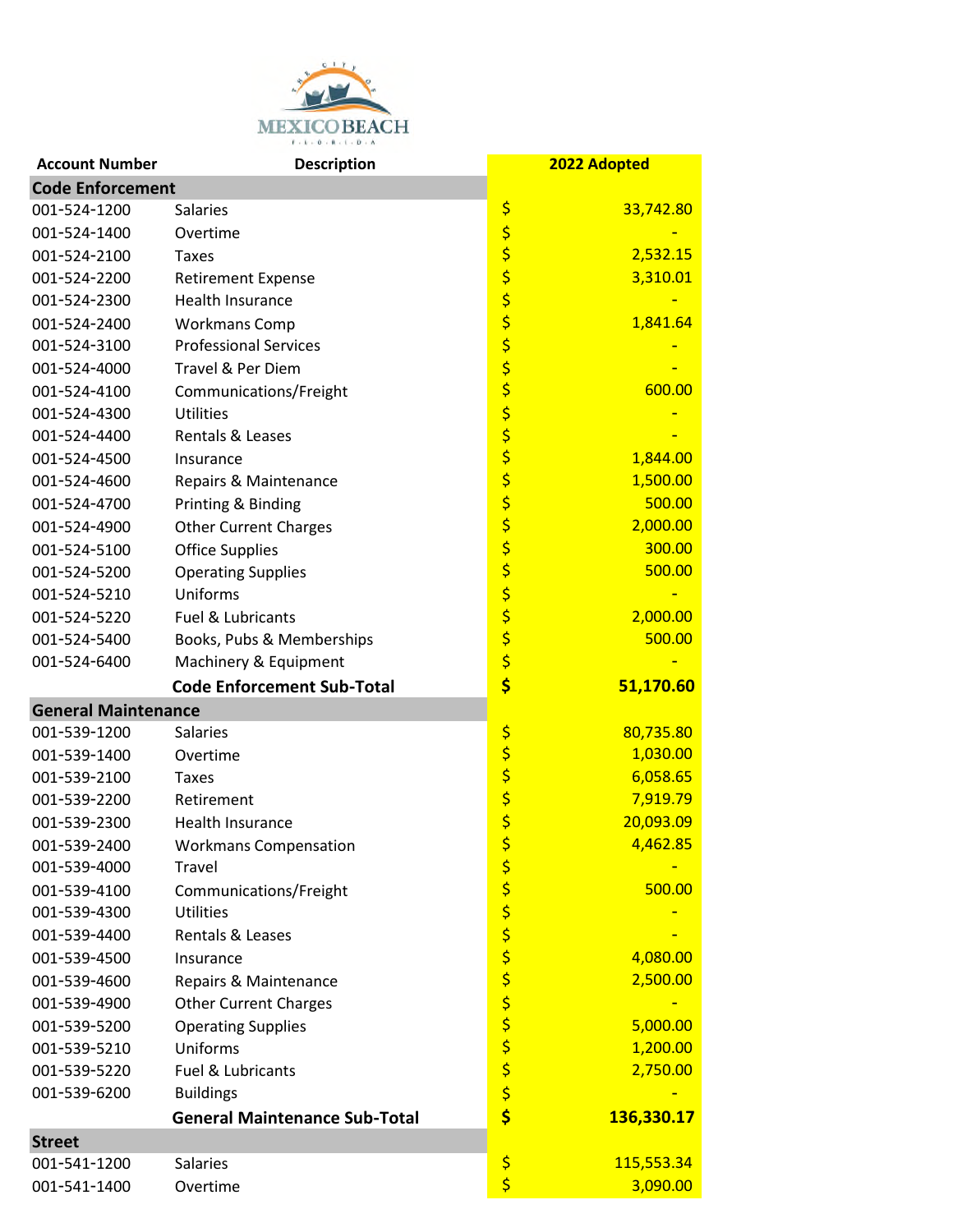| Account Number | Description | 2022 Adopted |
| --- | --- | --- |
| **Code Enforcement** | | |
| 001-524-1200 | Salaries | $ 33,742.80 |
| 001-524-1400 | Overtime | $ - |
| 001-524-2100 | Taxes | $ 2,532.15 |
| 001-524-2200 | Retirement Expense | $ 3,310.01 |
| 001-524-2300 | Health Insurance | $ - |
| 001-524-2400 | Workmans Comp | $ 1,841.64 |
| 001-524-3100 | Professional Services | $ - |
| 001-524-4000 | Travel & Per Diem | $ - |
| 001-524-4100 | Communications/Freight | $ 600.00 |
| 001-524-4300 | Utilities | $ - |
| 001-524-4400 | Rentals & Leases | $ - |
| 001-524-4500 | Insurance | $ 1,844.00 |
| 001-524-4600 | Repairs & Maintenance | $ 1,500.00 |
| 001-524-4700 | Printing & Binding | $ 500.00 |
| 001-524-4900 | Other Current Charges | $ 2,000.00 |
| 001-524-5100 | Office Supplies | $ 300.00 |
| 001-524-5200 | Operating Supplies | $ 500.00 |
| 001-524-5210 | Uniforms | $ - |
| 001-524-5220 | Fuel & Lubricants | $ 2,000.00 |
| 001-524-5400 | Books, Pubs & Memberships | $ 500.00 |
| 001-524-6400 | Machinery & Equipment | $ - |
| | **Code Enforcement Sub-Total** | **$ 51,170.60** |
| **General Maintenance** | | |
| 001-539-1200 | Salaries | $ 80,735.80 |
| 001-539-1400 | Overtime | $ 1,030.00 |
| 001-539-2100 | Taxes | $ 6,058.65 |
| 001-539-2200 | Retirement | $ 7,919.79 |
| 001-539-2300 | Health Insurance | $ 20,093.09 |
| 001-539-2400 | Workmans Compensation | $ 4,462.85 |
| 001-539-4000 | Travel | $ - |
| 001-539-4100 | Communications/Freight | $ 500.00 |
| 001-539-4300 | Utilities | $ - |
| 001-539-4400 | Rentals & Leases | $ - |
| 001-539-4500 | Insurance | $ 4,080.00 |
| 001-539-4600 | Repairs & Maintenance | $ 2,500.00 |
| 001-539-4900 | Other Current Charges | $ - |
| 001-539-5200 | Operating Supplies | $ 5,000.00 |
| 001-539-5210 | Uniforms | $ 1,200.00 |
| 001-539-5220 | Fuel & Lubricants | $ 2,750.00 |
| 001-539-6200 | Buildings | $ - |
| | **General Maintenance Sub-Total** | **$ 136,330.17** |
| **Street** | | |
| 001-541-1200 | Salaries | $ 115,553.34 |
| 001-541-1400 | Overtime | $ 3,090.00 |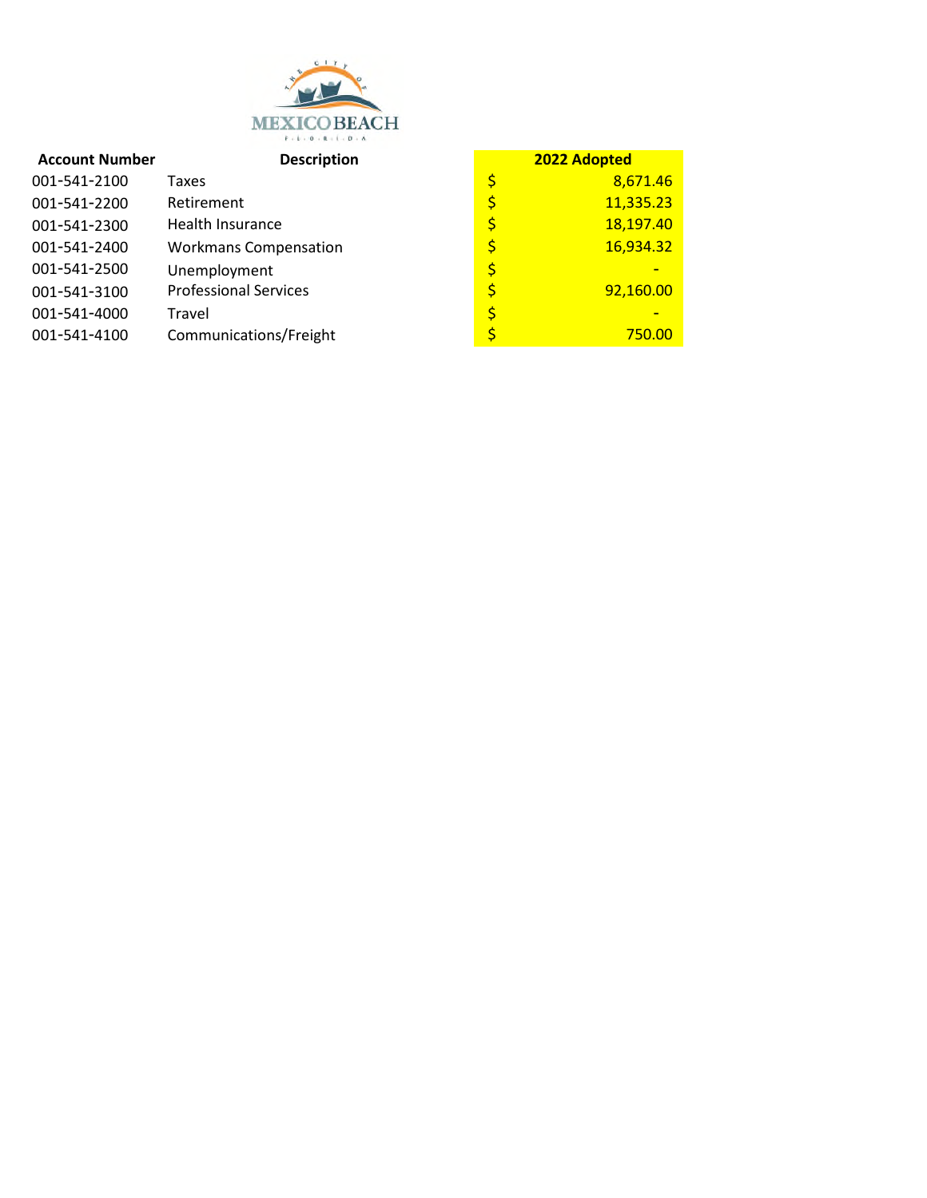| Account Number | Description | 2022 Adopted |
| --- | --- | --- |
| 001-541-2100 | Taxes | $ 8,671.46 |
| 001-541-2200 | Retirement | $ 11,335.23 |
| 001-541-2300 | Health Insurance | $ 18,197.40 |
| 001-541-2400 | Workmans Compensation | $ 16,934.32 |
| 001-541-2500 | Unemployment | $ - |
| 001-541-3100 | Professional Services | $ 92,160.00 |
| 001-541-4000 | Travel | $ - |
| 001-541-4100 | Communications/Freight | $ 750.00 |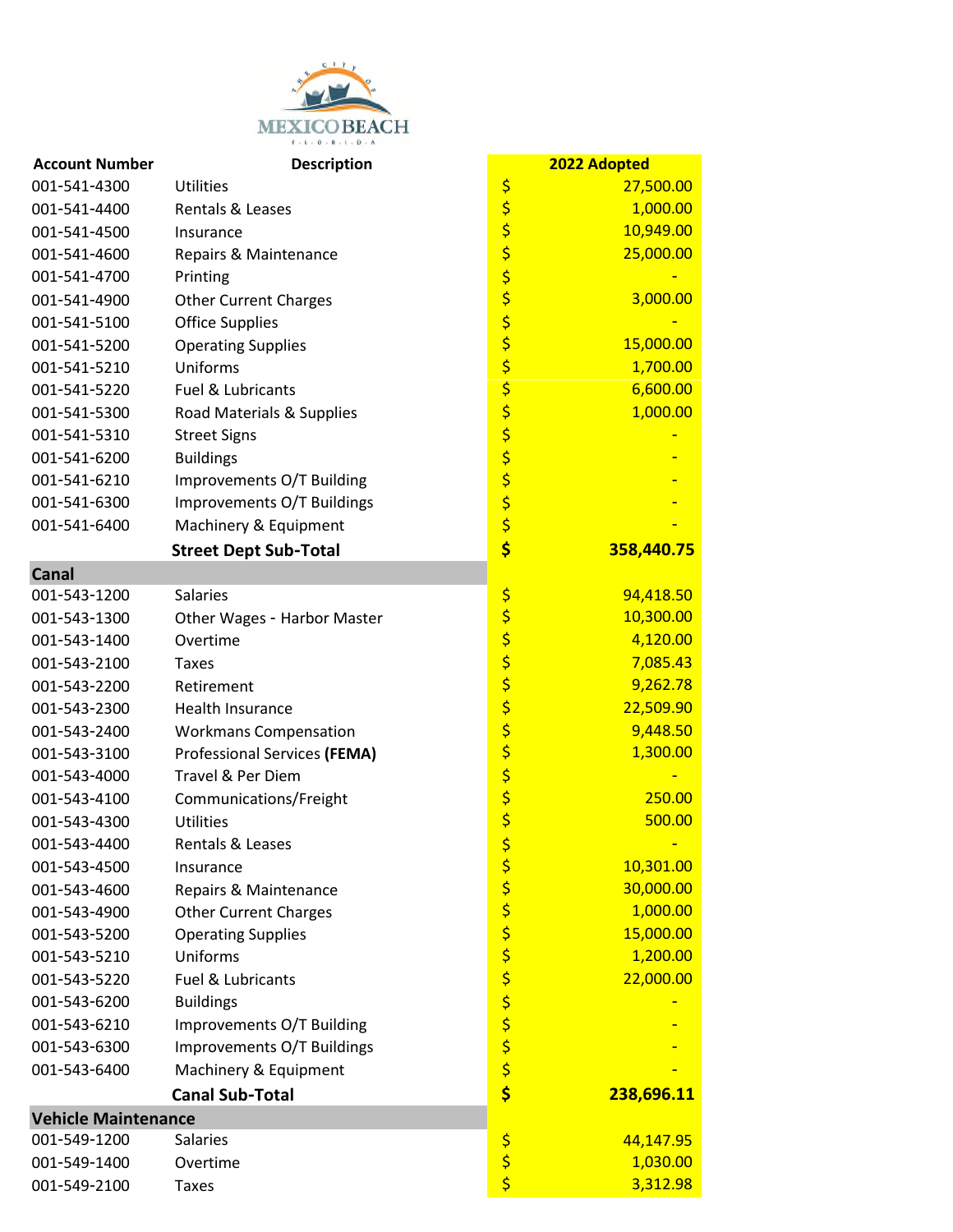| Account Number | Description | 2022 Adopted |
| --- | --- | --- |
| 001-541-4300 | Utilities | $ 27,500.00 |
| 001-541-4400 | Rentals & Leases | $ 1,000.00 |
| 001-541-4500 | Insurance | $ 10,949.00 |
| 001-541-4600 | Repairs & Maintenance | $ 25,000.00 |
| 001-541-4700 | Printing | $ - |
| 001-541-4900 | Other Current Charges | $ 3,000.00 |
| 001-541-5100 | Office Supplies | $ - |
| 001-541-5200 | Operating Supplies | $ 15,000.00 |
| 001-541-5210 | Uniforms | $ 1,700.00 |
| 001-541-5220 | Fuel & Lubricants | $ 6,600.00 |
| 001-541-5300 | Road Materials & Supplies | $ 1,000.00 |
| 001-541-5310 | Street Signs | $ - |
| 001-541-6200 | Buildings | $ - |
| 001-541-6210 | Improvements O/T Building | $ - |
| 001-541-6300 | Improvements O/T Buildings | $ - |
| 001-541-6400 | Machinery & Equipment | $ - |
| | **Street Dept Sub-Total** | **$ 358,440.75** |
| **Canal** | | |
| 001-543-1200 | Salaries | $ 94,418.50 |
| 001-543-1300 | Other Wages - Harbor Master | $ 10,300.00 |
| 001-543-1400 | Overtime | $ 4,120.00 |
| 001-543-2100 | Taxes | $ 7,085.43 |
| 001-543-2200 | Retirement | $ 9,262.78 |
| 001-543-2300 | Health Insurance | $ 22,509.90 |
| 001-543-2400 | Workmans Compensation | $ 9,448.50 |
| 001-543-3100 | Professional Services **(FEMA)** | $ 1,300.00 |
| 001-543-4000 | Travel & Per Diem | $ - |
| 001-543-4100 | Communications/Freight | $ 250.00 |
| 001-543-4300 | Utilities | $ 500.00 |
| 001-543-4400 | Rentals & Leases | $ - |
| 001-543-4500 | Insurance | $ 10,301.00 |
| 001-543-4600 | Repairs & Maintenance | $ 30,000.00 |
| 001-543-4900 | Other Current Charges | $ 1,000.00 |
| 001-543-5200 | Operating Supplies | $ 15,000.00 |
| 001-543-5210 | Uniforms | $ 1,200.00 |
| 001-543-5220 | Fuel & Lubricants | $ 22,000.00 |
| 001-543-6200 | Buildings | $ - |
| 001-543-6210 | Improvements O/T Building | $ - |
| 001-543-6300 | Improvements O/T Buildings | $ - |
| 001-543-6400 | Machinery & Equipment | $ - |
| | **Canal Sub-Total** | **$ 238,696.11** |
| **Vehicle Maintenance** | | |
| 001-549-1200 | Salaries | $ 44,147.95 |
| 001-549-1400 | Overtime | $ 1,030.00 |
| 001-549-2100 | Taxes | $ 3,312.98 |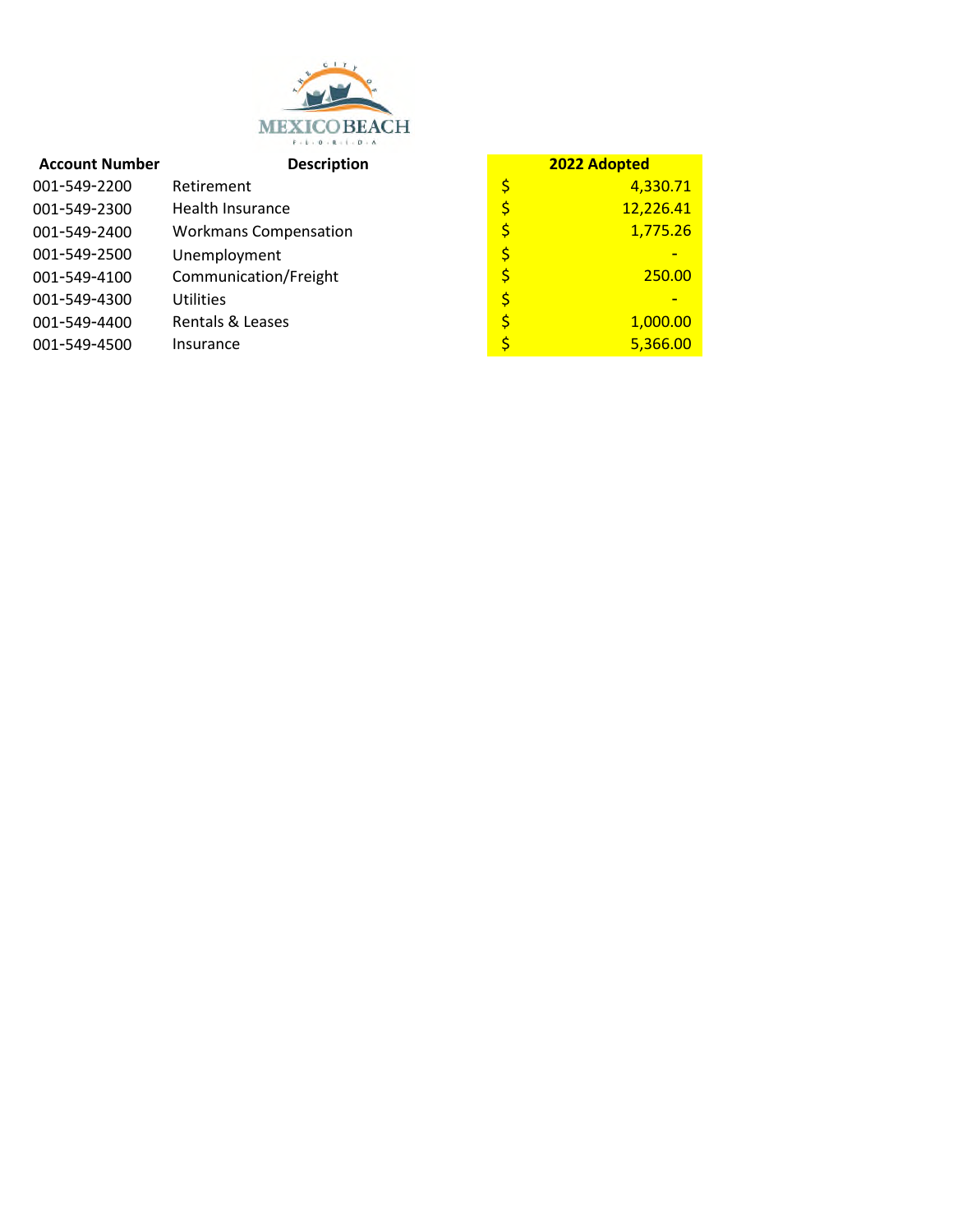| Account Number | Description | 2022 Adopted |
|---|---|---|
| 001-549-2200 | Retirement | $ 4,330.71 |
| 001-549-2300 | Health Insurance | $ 12,226.41 |
| 001-549-2400 | Workmans Compensation | $ 1,775.26 |
| 001-549-2500 | Unemployment | $ - |
| 001-549-4100 | Communication/Freight | $ 250.00 |
| 001-549-4300 | Utilities | $ - |
| 001-549-4400 | Rentals & Leases | $ 1,000.00 |
| 001-549-4500 | Insurance | $ 5,366.00 |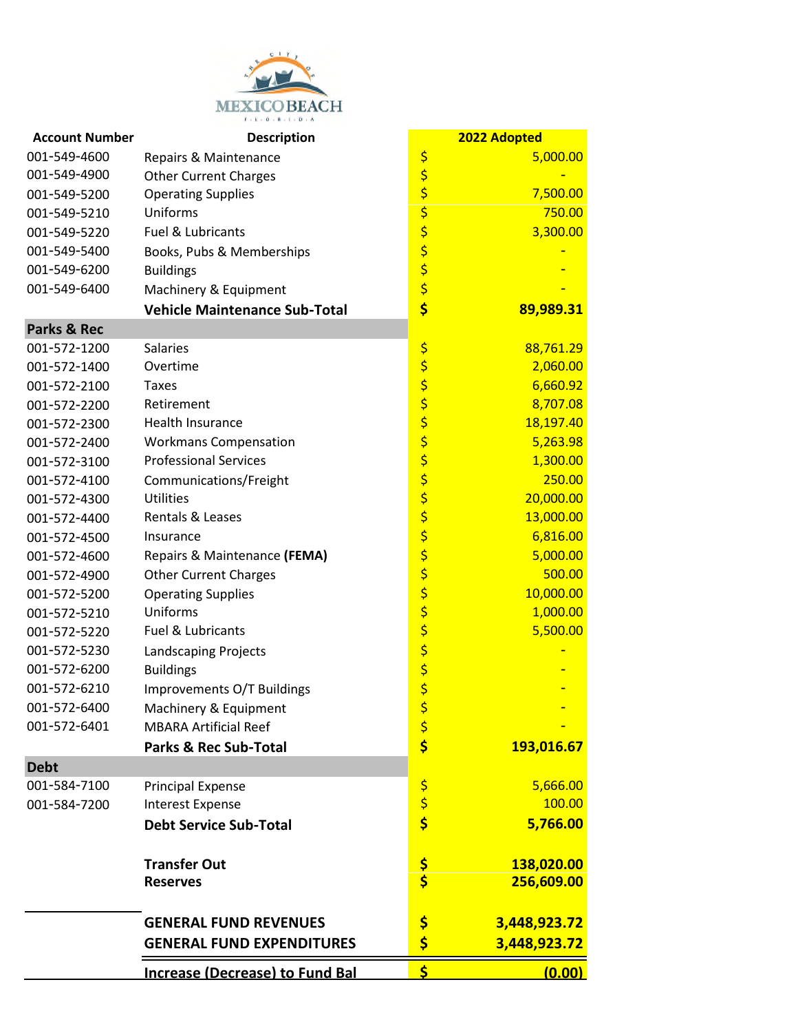THE CITY OF MEXICO BEACH FLORIDA

| Account Number | Description | 2022 Adopted |
|---|---|---|
| 001-549-4600 | Repairs & Maintenance | $ 5,000.00 |
| 001-549-4900 | Other Current Charges | $ - |
| 001-549-5200 | Operating Supplies | $ 7,500.00 |
| 001-549-5210 | Uniforms | $ 750.00 |
| 001-549-5220 | Fuel & Lubricants | $ 3,300.00 |
| 001-549-5400 | Books, Pubs & Memberships | $ - |
| 001-549-6200 | Buildings | $ - |
| 001-549-6400 | Machinery & Equipment | $ - |
| | **Vehicle Maintenance Sub-Total** | **$ 89,989.31** |
| **Parks & Rec** | | |
| 001-572-1200 | Salaries | $ 88,761.29 |
| 001-572-1400 | Overtime | $ 2,060.00 |
| 001-572-2100 | Taxes | $ 6,660.92 |
| 001-572-2200 | Retirement | $ 8,707.08 |
| 001-572-2300 | Health Insurance | $ 18,197.40 |
| 001-572-2400 | Workmans Compensation | $ 5,263.98 |
| 001-572-3100 | Professional Services | $ 1,300.00 |
| 001-572-4100 | Communications/Freight | $ 250.00 |
| 001-572-4300 | Utilities | $ 20,000.00 |
| 001-572-4400 | Rentals & Leases | $ 13,000.00 |
| 001-572-4500 | Insurance | $ 6,816.00 |
| 001-572-4600 | Repairs & Maintenance **(FEMA)** | $ 5,000.00 |
| 001-572-4900 | Other Current Charges | $ 500.00 |
| 001-572-5200 | Operating Supplies | $ 10,000.00 |
| 001-572-5210 | Uniforms | $ 1,000.00 |
| 001-572-5220 | Fuel & Lubricants | $ 5,500.00 |
| 001-572-5230 | Landscaping Projects | $ - |
| 001-572-6200 | Buildings | $ - |
| 001-572-6210 | Improvements O/T Buildings | $ - |
| 001-572-6400 | Machinery & Equipment | $ - |
| 001-572-6401 | MBARA Artificial Reef | $ - |
| | **Parks & Rec Sub-Total** | **$ 193,016.67** |
| **Debt** | | |
| 001-584-7100 | Principal Expense | $ 5,666.00 |
| 001-584-7200 | Interest Expense | $ 100.00 |
| | **Debt Service Sub-Total** | **$ 5,766.00** |
| | **Transfer Out** | **$ 138,020.00** |
| | **Reserves** | **$ 256,609.00** |
| | **GENERAL FUND REVENUES** | **$ 3,448,923.72** |
| | **GENERAL FUND EXPENDITURES** | **$ 3,448,923.72** |
| | **Increase (Decrease) to Fund Bal** | **$ (0.00)** |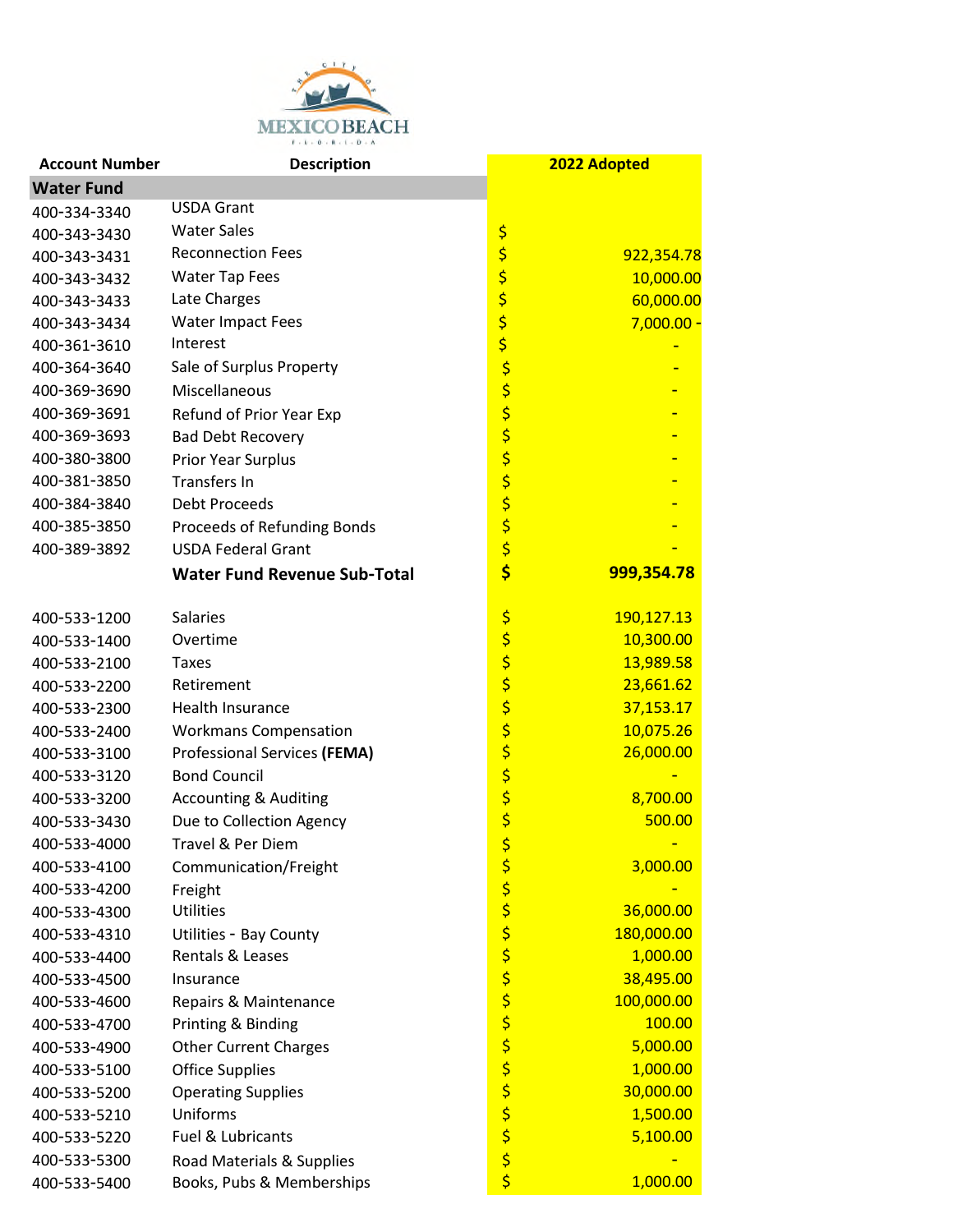MEXICO BEACH

FLORIDA

| Account Number | Description | 2022 Adopted |
|---|---|---|
| **Water Fund** | | |
| 400-334-3340 | USDA Grant | |
| 400-343-3430 | Water Sales | $ |
| 400-343-3431 | Reconnection Fees | $ 922,354.78 |
| 400-343-3432 | Water Tap Fees | $ 10,000.00 |
| 400-343-3433 | Late Charges | $ 60,000.00 |
| 400-343-3434 | Water Impact Fees | $ 7,000.00 - |
| 400-361-3610 | Interest | $ - |
| 400-364-3640 | Sale of Surplus Property | $ - |
| 400-369-3690 | Miscellaneous | $ - |
| 400-369-3691 | Refund of Prior Year Exp | $ - |
| 400-369-3693 | Bad Debt Recovery | $ - |
| 400-380-3800 | Prior Year Surplus | $ - |
| 400-381-3850 | Transfers In | $ - |
| 400-384-3840 | Debt Proceeds | $ - |
| 400-385-3850 | Proceeds of Refunding Bonds | $ - |
| 400-389-3892 | USDA Federal Grant | $ - |
| | **Water Fund Revenue Sub-Total** | **$ 999,354.78** |
| | | |
| 400-533-1200 | Salaries | $ 190,127.13 |
| 400-533-1400 | Overtime | $ 10,300.00 |
| 400-533-2100 | Taxes | $ 13,989.58 |
| 400-533-2200 | Retirement | $ 23,661.62 |
| 400-533-2300 | Health Insurance | $ 37,153.17 |
| 400-533-2400 | Workmans Compensation | $ 10,075.26 |
| 400-533-3100 | Professional Services **(FEMA)** | $ 26,000.00 |
| 400-533-3120 | Bond Council | $ - |
| 400-533-3200 | Accounting & Auditing | $ 8,700.00 |
| 400-533-3430 | Due to Collection Agency | $ 500.00 |
| 400-533-4000 | Travel & Per Diem | $ - |
| 400-533-4100 | Communication/Freight | $ 3,000.00 |
| 400-533-4200 | Freight | $ - |
| 400-533-4300 | Utilities | $ 36,000.00 |
| 400-533-4310 | Utilities - Bay County | $ 180,000.00 |
| 400-533-4400 | Rentals & Leases | $ 1,000.00 |
| 400-533-4500 | Insurance | $ 38,495.00 |
| 400-533-4600 | Repairs & Maintenance | $ 100,000.00 |
| 400-533-4700 | Printing & Binding | $ 100.00 |
| 400-533-4900 | Other Current Charges | $ 5,000.00 |
| 400-533-5100 | Office Supplies | $ 1,000.00 |
| 400-533-5200 | Operating Supplies | $ 30,000.00 |
| 400-533-5210 | Uniforms | $ 1,500.00 |
| 400-533-5220 | Fuel & Lubricants | $ 5,100.00 |
| 400-533-5300 | Road Materials & Supplies | $ - |
| 400-533-5400 | Books, Pubs & Memberships | $ 1,000.00 |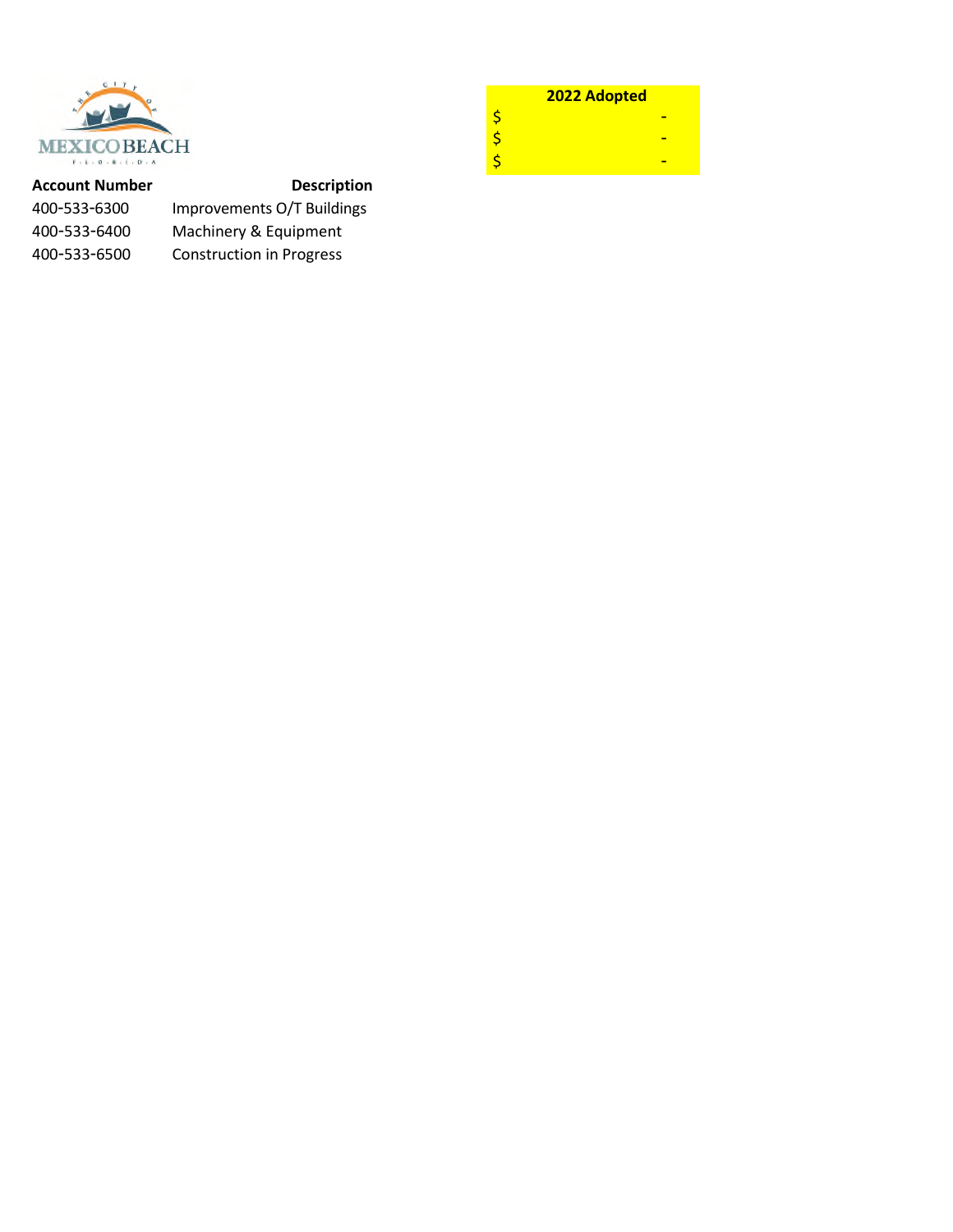| Account Number | Description | 2022 Adopted |
|---|---|---|
| 400-533-6300 | Improvements O/T Buildings | $ - |
| 400-533-6400 | Machinery & Equipment | $ - |
| 400-533-6500 | Construction in Progress | $ - |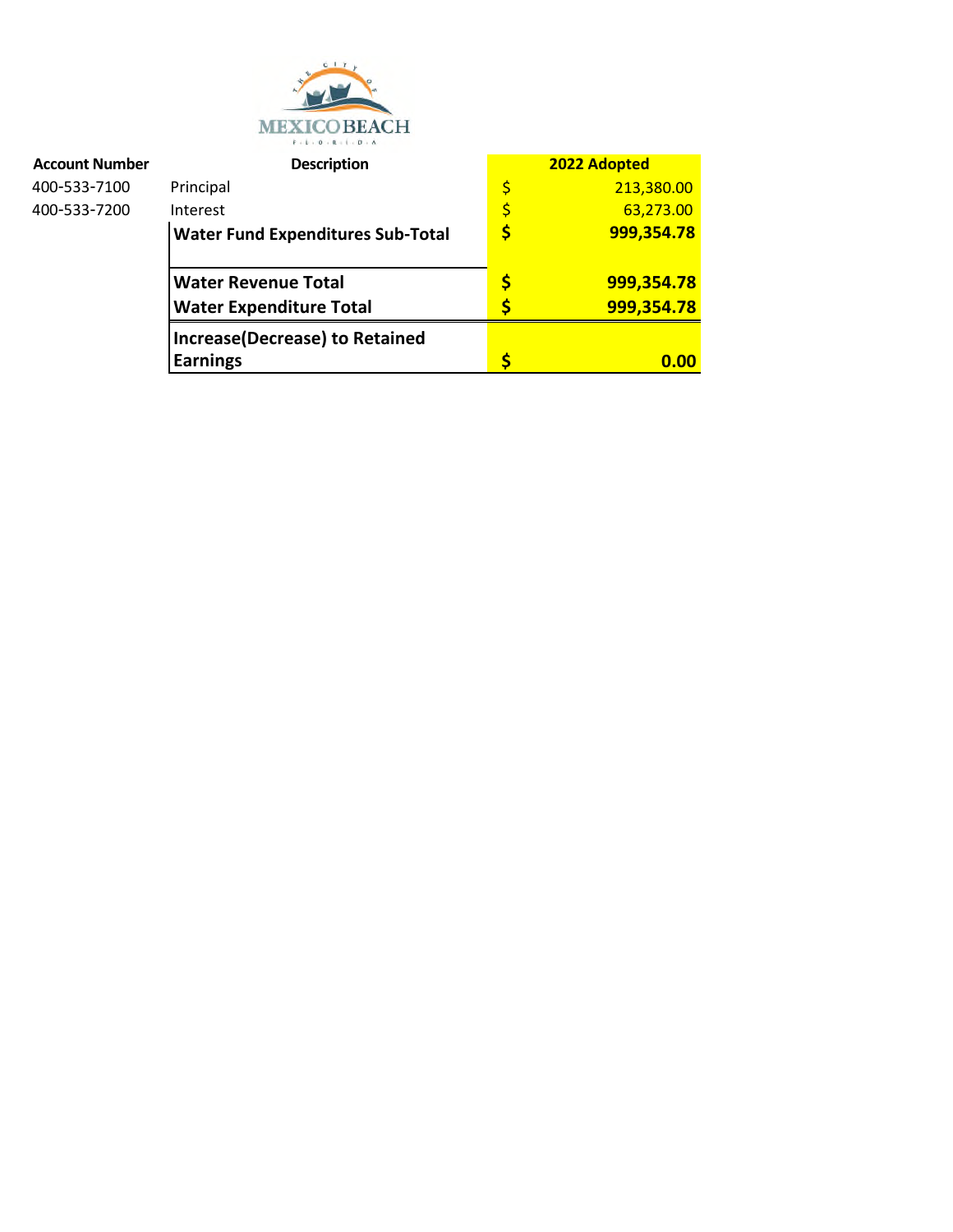| Account Number | Description | 2022 Adopted |
|---|---|---|
| 400-533-7100 | Principal | $ 213,380.00 |
| 400-533-7200 | Interest | $ 63,273.00 |
| | **Water Fund Expenditures Sub-Total** | **$ 999,354.78** |
| | **Water Revenue Total** | **$ 999,354.78** |
| | **Water Expenditure Total** | **$ 999,354.78** |
| | **Increase(Decrease) to Retained Earnings** | **$ 0.00** |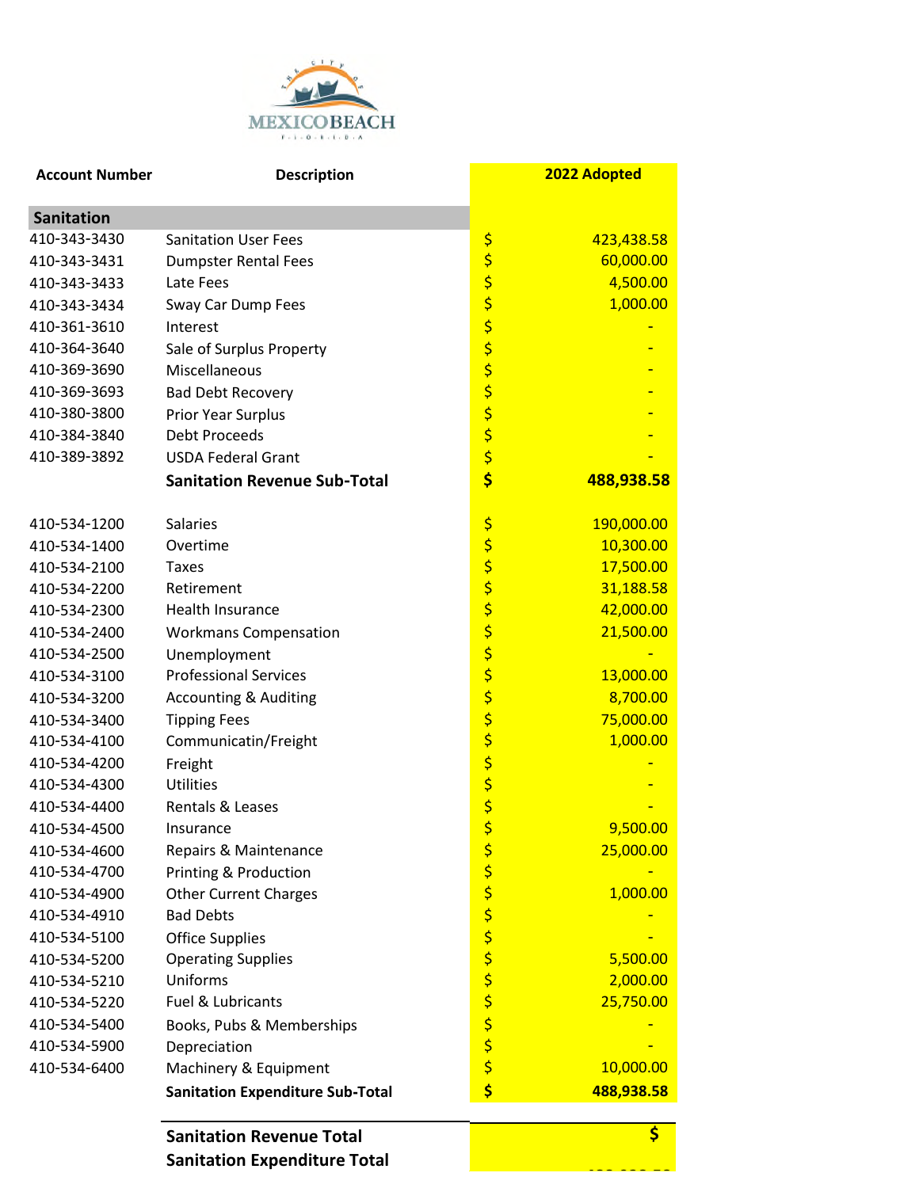| Account Number | Description | 2022 Adopted |
|---|---|---|
| **Sanitation** | | |
| 410-343-3430 | Sanitation User Fees | $ 423,438.58 |
| 410-343-3431 | Dumpster Rental Fees | $ 60,000.00 |
| 410-343-3433 | Late Fees | $ 4,500.00 |
| 410-343-3434 | Sway Car Dump Fees | $ 1,000.00 |
| 410-361-3610 | Interest | $ - |
| 410-364-3640 | Sale of Surplus Property | $ - |
| 410-369-3690 | Miscellaneous | $ - |
| 410-369-3693 | Bad Debt Recovery | $ - |
| 410-380-3800 | Prior Year Surplus | $ - |
| 410-384-3840 | Debt Proceeds | $ - |
| 410-389-3892 | USDA Federal Grant | $ - |
| | **Sanitation Revenue Sub-Total** | **$ 488,938.58** |
| | | |
| 410-534-1200 | Salaries | $ 190,000.00 |
| 410-534-1400 | Overtime | $ 10,300.00 |
| 410-534-2100 | Taxes | $ 17,500.00 |
| 410-534-2200 | Retirement | $ 31,188.58 |
| 410-534-2300 | Health Insurance | $ 42,000.00 |
| 410-534-2400 | Workmans Compensation | $ 21,500.00 |
| 410-534-2500 | Unemployment | $ - |
| 410-534-3100 | Professional Services | $ 13,000.00 |
| 410-534-3200 | Accounting & Auditing | $ 8,700.00 |
| 410-534-3400 | Tipping Fees | $ 75,000.00 |
| 410-534-4100 | Communicatin/Freight | $ 1,000.00 |
| 410-534-4200 | Freight | $ - |
| 410-534-4300 | Utilities | $ - |
| 410-534-4400 | Rentals & Leases | $ - |
| 410-534-4500 | Insurance | $ 9,500.00 |
| 410-534-4600 | Repairs & Maintenance | $ 25,000.00 |
| 410-534-4700 | Printing & Production | $ - |
| 410-534-4900 | Other Current Charges | $ 1,000.00 |
| 410-534-4910 | Bad Debts | $ - |
| 410-534-5100 | Office Supplies | $ - |
| 410-534-5200 | Operating Supplies | $ 5,500.00 |
| 410-534-5210 | Uniforms | $ 2,000.00 |
| 410-534-5220 | Fuel & Lubricants | $ 25,750.00 |
| 410-534-5400 | Books, Pubs & Memberships | $ - |
| 410-534-5900 | Depreciation | $ - |
| 410-534-6400 | Machinery & Equipment | $ 10,000.00 |
| | **Sanitation Expenditure Sub-Total** | **$ 488,938.58** |
| | | |
| | **Sanitation Revenue Total** | **$** |
| | **Sanitation Expenditure Total** | |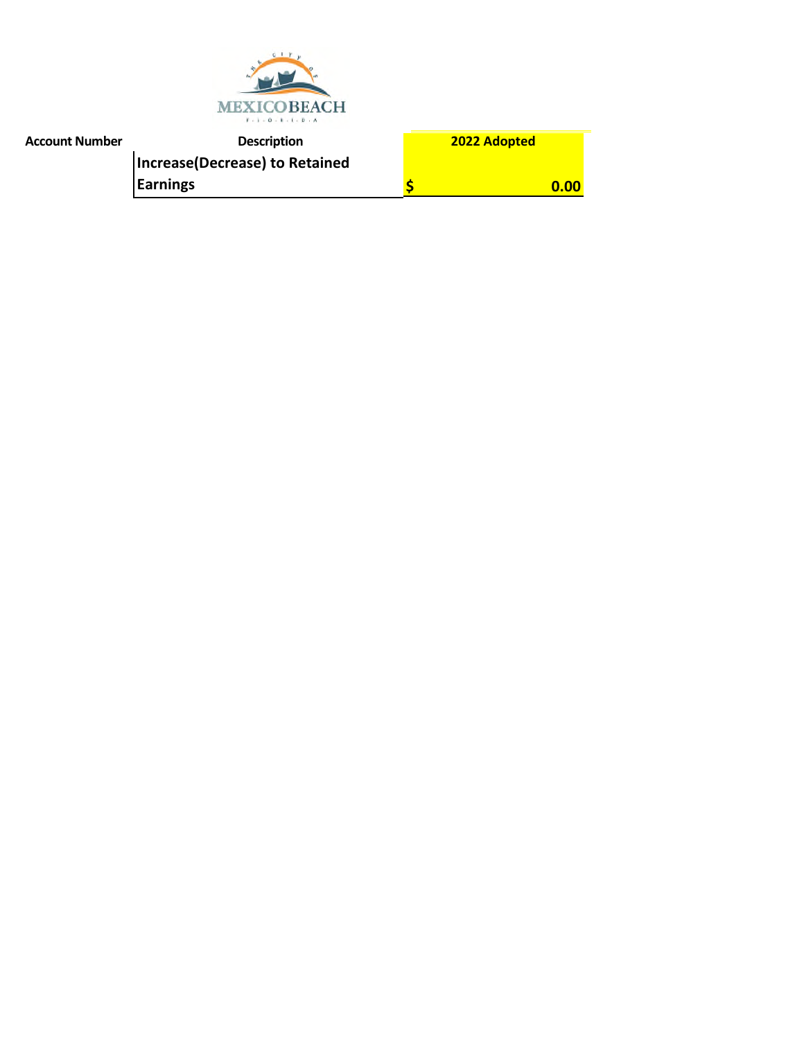| Account Number | Description | 2022 Adopted |
|---|---|---|
| | **Increase(Decrease) to Retained Earnings** | **$ 0.00** |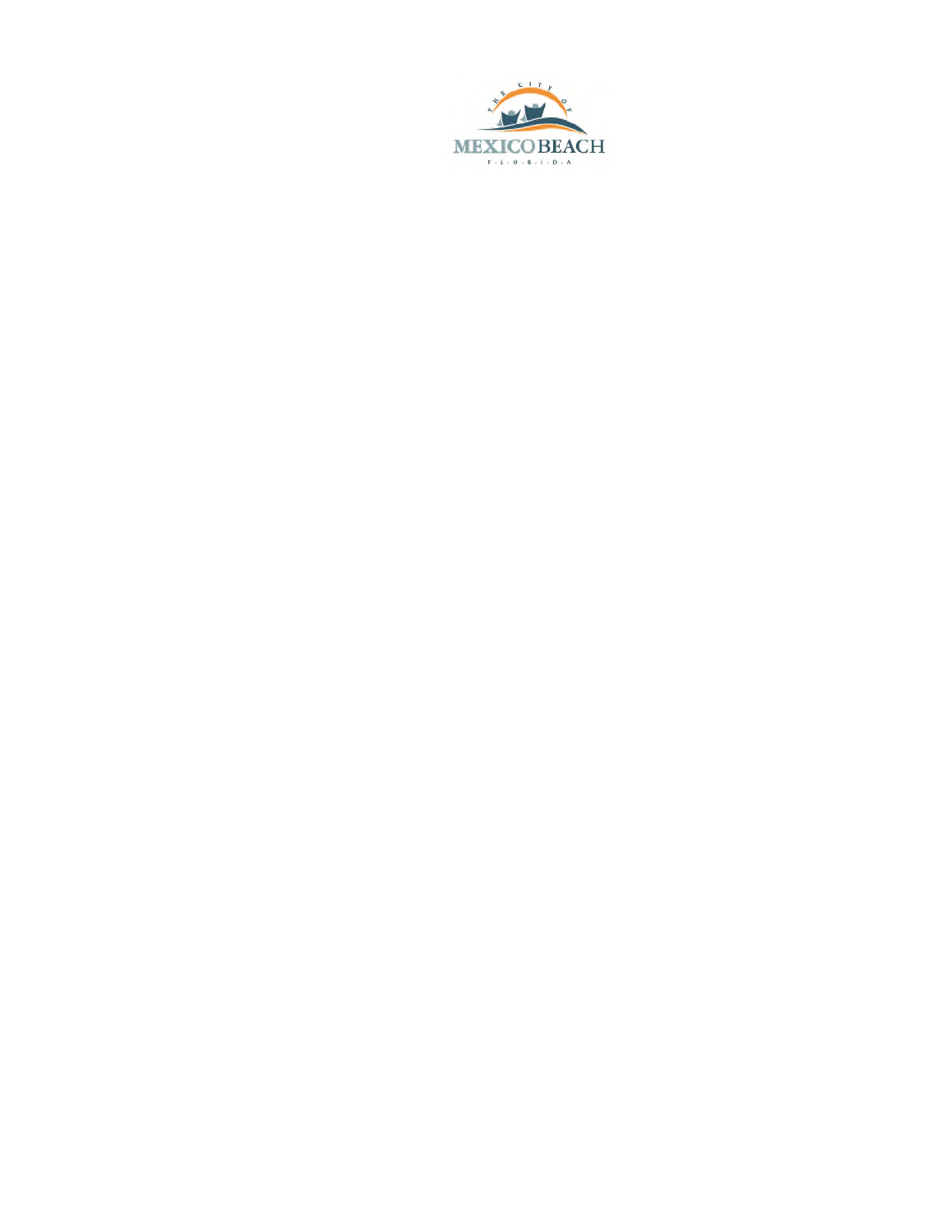THE CITY OF

MEXICO BEACH

F·L·O·R·I·D·A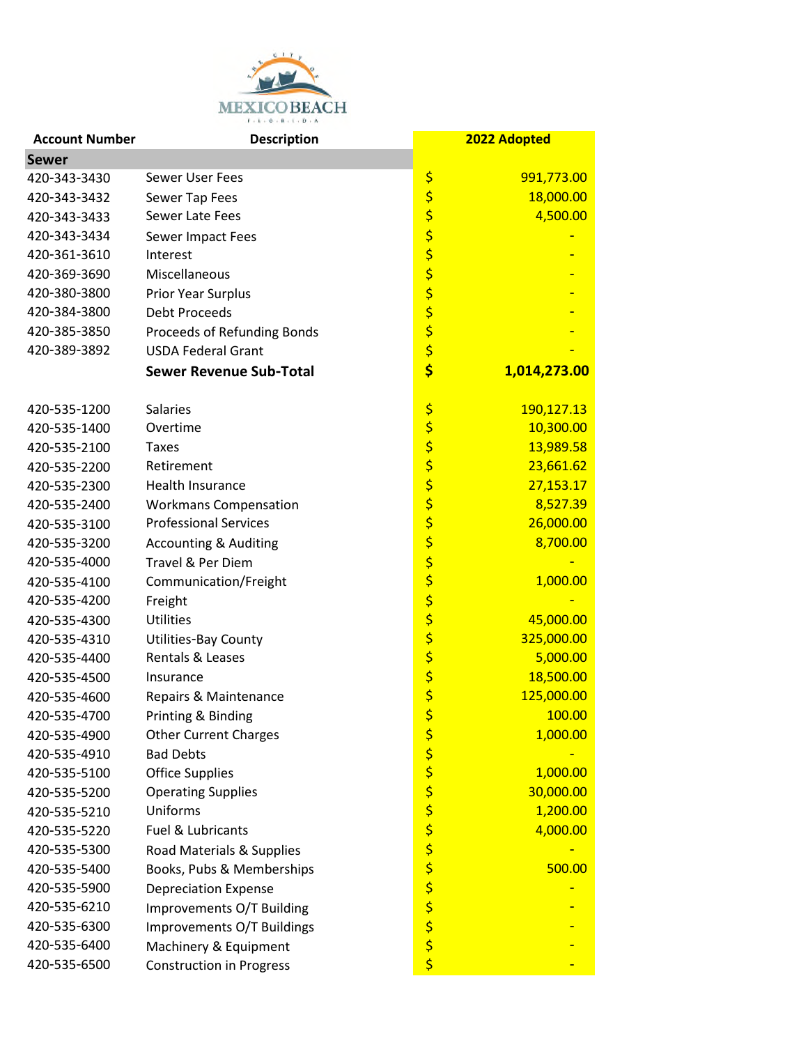| Account Number | Description | 2022 Adopted |
|---|---|---|
| **Sewer** | | |
| 420-343-3430 | Sewer User Fees | $ 991,773.00 |
| 420-343-3432 | Sewer Tap Fees | $ 18,000.00 |
| 420-343-3433 | Sewer Late Fees | $ 4,500.00 |
| 420-343-3434 | Sewer Impact Fees | $ - |
| 420-361-3610 | Interest | $ - |
| 420-369-3690 | Miscellaneous | $ - |
| 420-380-3800 | Prior Year Surplus | $ - |
| 420-384-3800 | Debt Proceeds | $ - |
| 420-385-3850 | Proceeds of Refunding Bonds | $ - |
| 420-389-3892 | USDA Federal Grant | $ - |
| | **Sewer Revenue Sub-Total** | **$ 1,014,273.00** |
| | | |
| 420-535-1200 | Salaries | $ 190,127.13 |
| 420-535-1400 | Overtime | $ 10,300.00 |
| 420-535-2100 | Taxes | $ 13,989.58 |
| 420-535-2200 | Retirement | $ 23,661.62 |
| 420-535-2300 | Health Insurance | $ 27,153.17 |
| 420-535-2400 | Workmans Compensation | $ 8,527.39 |
| 420-535-3100 | Professional Services | $ 26,000.00 |
| 420-535-3200 | Accounting & Auditing | $ 8,700.00 |
| 420-535-4000 | Travel & Per Diem | $ - |
| 420-535-4100 | Communication/Freight | $ 1,000.00 |
| 420-535-4200 | Freight | $ - |
| 420-535-4300 | Utilities | $ 45,000.00 |
| 420-535-4310 | Utilities-Bay County | $ 325,000.00 |
| 420-535-4400 | Rentals & Leases | $ 5,000.00 |
| 420-535-4500 | Insurance | $ 18,500.00 |
| 420-535-4600 | Repairs & Maintenance | $ 125,000.00 |
| 420-535-4700 | Printing & Binding | $ 100.00 |
| 420-535-4900 | Other Current Charges | $ 1,000.00 |
| 420-535-4910 | Bad Debts | $ - |
| 420-535-5100 | Office Supplies | $ 1,000.00 |
| 420-535-5200 | Operating Supplies | $ 30,000.00 |
| 420-535-5210 | Uniforms | $ 1,200.00 |
| 420-535-5220 | Fuel & Lubricants | $ 4,000.00 |
| 420-535-5300 | Road Materials & Supplies | $ - |
| 420-535-5400 | Books, Pubs & Memberships | $ 500.00 |
| 420-535-5900 | Depreciation Expense | $ - |
| 420-535-6210 | Improvements O/T Building | $ - |
| 420-535-6300 | Improvements O/T Buildings | $ - |
| 420-535-6400 | Machinery & Equipment | $ - |
| 420-535-6500 | Construction in Progress | $ - |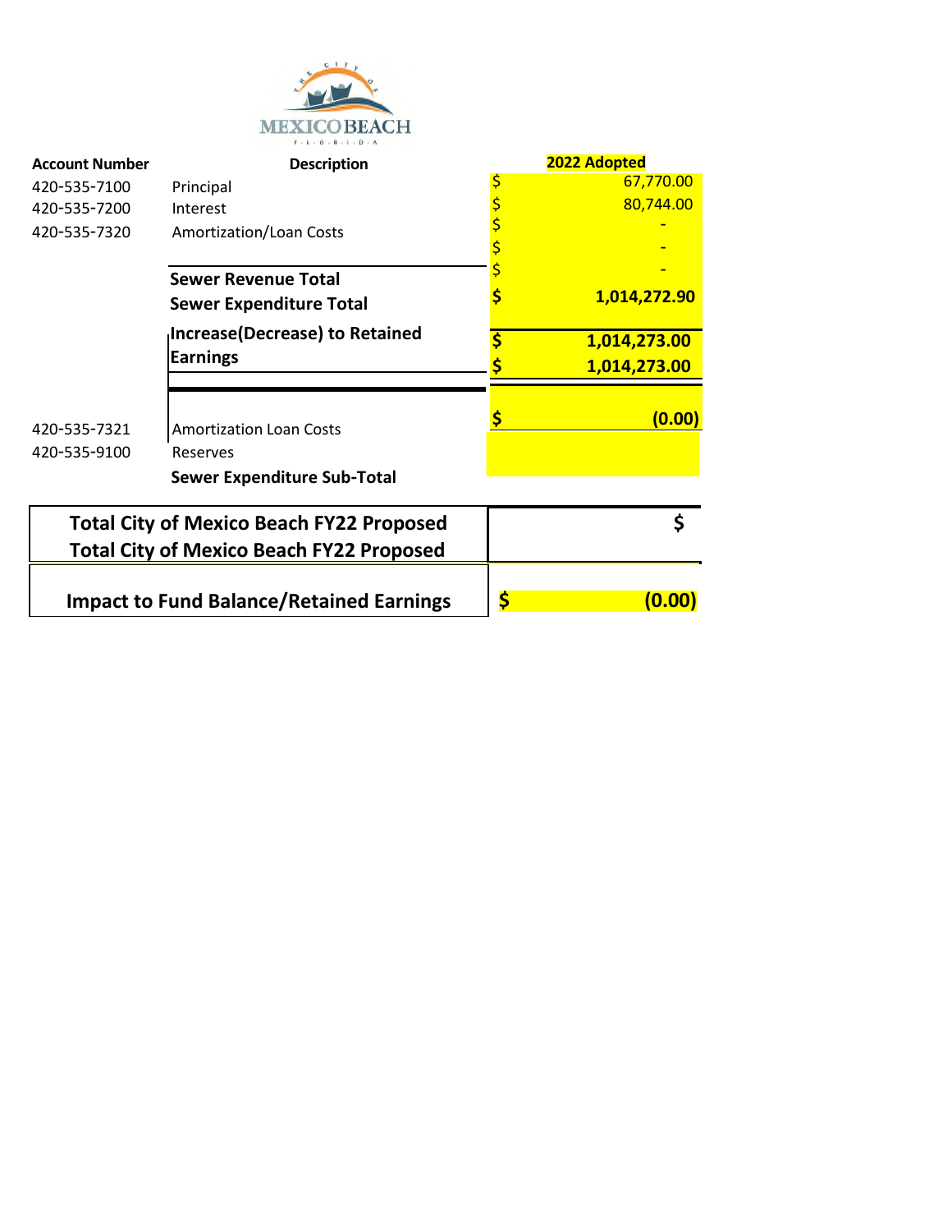| Account Number | Description | 2022 Adopted |
|---|---|---|
| 420-535-7100 | Principal | $ 67,770.00 |
| 420-535-7200 | Interest | $ 80,744.00 |
| 420-535-7320 | Amortization/Loan Costs | $ - |
| | | $ - |
| | **Sewer Revenue Total** | $ - |
| | **Sewer Expenditure Total** | **$ 1,014,272.90** |
| | **Increase(Decrease) to Retained Earnings** | **$ 1,014,273.00** |
| | | **$ 1,014,273.00** |
| | | **$ (0.00)** |
| 420-535-7321 | Amortization Loan Costs | |
| 420-535-9100 | Reserves | |
| | **Sewer Expenditure Sub-Total** | |
| | **Total City of Mexico Beach FY22 Proposed** | **$** |
| | **Total City of Mexico Beach FY22 Proposed** | |
| | **Impact to Fund Balance/Retained Earnings** | **$ (0.00)** |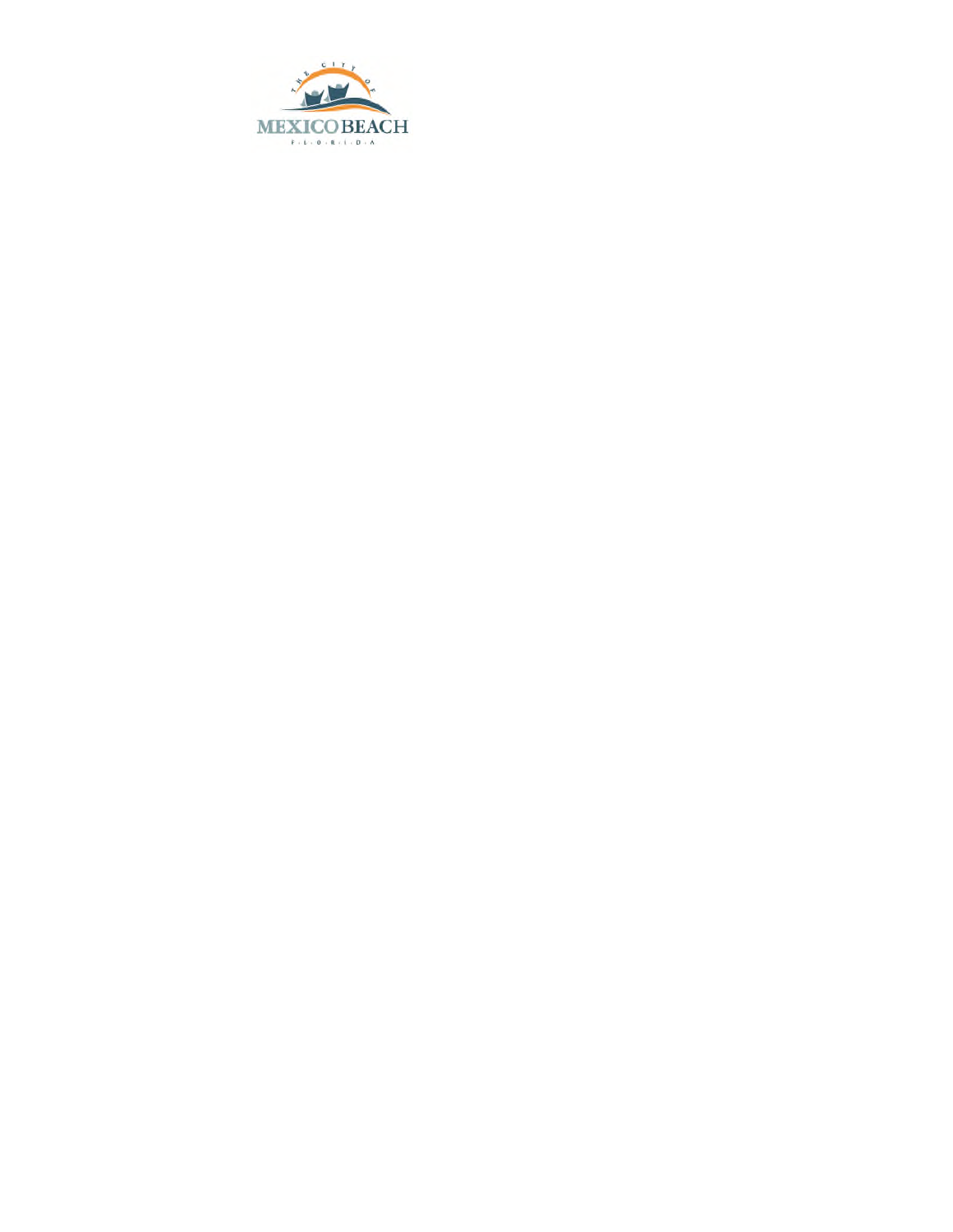THE CITY OF

MEXICO BEACH

F·L·O·R·I·D·A